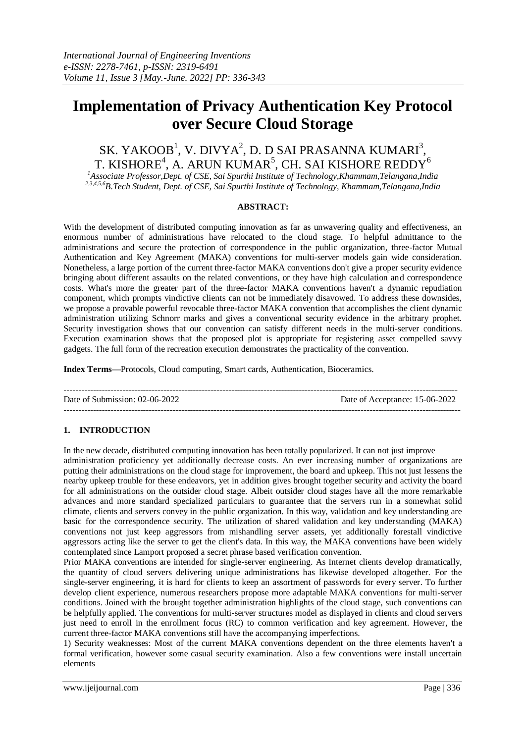# Implementation of Privacy Authentication Key Protocol over Secure Cloud Storage

SK. YAKOOB[1], V. DIVYA[2], D. D SAI PRASANNA KUMARI[3], T. KISHORE[4], A. ARUN KUMAR[5], CH. SAI KISHORE REDDY[6]

[1]Associate Professor,Dept. of CSE, Sai Spurthi Institute of Technology,Khammam,Telangana,India
[2,3,4,5,6]B.Tech Student, Dept. of CSE, Sai Spurthi Institute of Technology, Khammam,Telangana,India

**ABSTRACT:**

With the development of distributed computing innovation as far as unwavering quality and effectiveness, an enormous number of administrations have relocated to the cloud stage. To helpful admittance to the administrations and secure the protection of correspondence in the public organization, three-factor Mutual Authentication and Key Agreement (MAKA) conventions for multi-server models gain wide consideration. Nonetheless, a large portion of the current three-factor MAKA conventions don't give a proper security evidence bringing about different assaults on the related conventions, or they have high calculation and correspondence costs. What's more the greater part of the three-factor MAKA conventions haven't a dynamic repudiation component, which prompts vindictive clients can not be immediately disavowed. To address these downsides, we propose a provable powerful revocable three-factor MAKA convention that accomplishes the client dynamic administration utilizing Schnorr marks and gives a conventional security evidence in the arbitrary prophet. Security investigation shows that our convention can satisfy different needs in the multi-server conditions. Execution examination shows that the proposed plot is appropriate for registering asset compelled savvy gadgets. The full form of the recreation execution demonstrates the practicality of the convention.

**Index Terms—**Protocols, Cloud computing, Smart cards, Authentication, Bioceramics.

Date of Submission: 02-06-2022 | Date of Acceptance: 15-06-2022

## 1. INTRODUCTION

In the new decade, distributed computing innovation has been totally popularized. It can not just improve administration proficiency yet additionally decrease costs. An ever increasing number of organizations are putting their administrations on the cloud stage for improvement, the board and upkeep. This not just lessens the nearby upkeep trouble for these endeavors, yet in addition gives brought together security and activity the board for all administrations on the outsider cloud stage. Albeit outsider cloud stages have all the more remarkable advances and more standard specialized particulars to guarantee that the servers run in a somewhat solid climate, clients and servers convey in the public organization. In this way, validation and key understanding are basic for the correspondence security. The utilization of shared validation and key understanding (MAKA) conventions not just keep aggressors from mishandling server assets, yet additionally forestall vindictive aggressors acting like the server to get the client's data. In this way, the MAKA conventions have been widely contemplated since Lamport proposed a secret phrase based verification convention.

Prior MAKA conventions are intended for single-server engineering. As Internet clients develop dramatically, the quantity of cloud servers delivering unique administrations has likewise developed altogether. For the single-server engineering, it is hard for clients to keep an assortment of passwords for every server. To further develop client experience, numerous researchers propose more adaptable MAKA conventions for multi-server conditions. Joined with the brought together administration highlights of the cloud stage, such conventions can be helpfully applied. The conventions for multi-server structures model as displayed in clients and cloud servers just need to enroll in the enrollment focus (RC) to common verification and key agreement. However, the current three-factor MAKA conventions still have the accompanying imperfections.

1) Security weaknesses: Most of the current MAKA conventions dependent on the three elements haven't a formal verification, however some casual security examination. Also a few conventions were install uncertain elements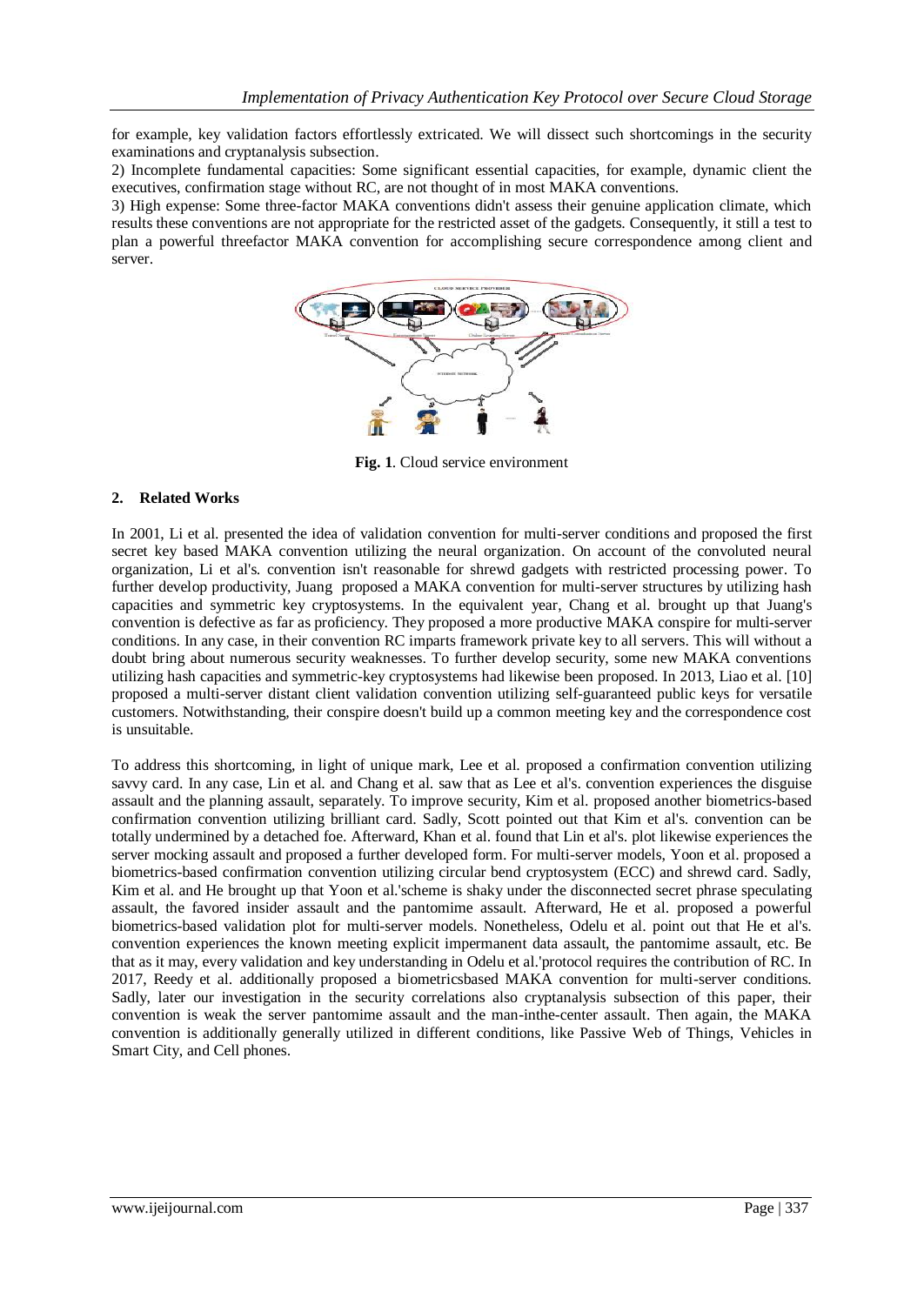for example, key validation factors effortlessly extricated. We will dissect such shortcomings in the security examinations and cryptanalysis subsection.

2) Incomplete fundamental capacities: Some significant essential capacities, for example, dynamic client the executives, confirmation stage without RC, are not thought of in most MAKA conventions.

3) High expense: Some three-factor MAKA conventions didn't assess their genuine application climate, which results these conventions are not appropriate for the restricted asset of the gadgets. Consequently, it still a test to plan a powerful threefactor MAKA convention for accomplishing secure correspondence among client and server.

**Fig. 1**. Cloud service environment

## 2. Related Works

In 2001, Li et al. presented the idea of validation convention for multi-server conditions and proposed the first secret key based MAKA convention utilizing the neural organization. On account of the convoluted neural organization, Li et al's. convention isn't reasonable for shrewd gadgets with restricted processing power. To further develop productivity, Juang proposed a MAKA convention for multi-server structures by utilizing hash capacities and symmetric key cryptosystems. In the equivalent year, Chang et al. brought up that Juang's convention is defective as far as proficiency. They proposed a more productive MAKA conspire for multi-server conditions. In any case, in their convention RC imparts framework private key to all servers. This will without a doubt bring about numerous security weaknesses. To further develop security, some new MAKA conventions utilizing hash capacities and symmetric-key cryptosystems had likewise been proposed. In 2013, Liao et al. [10] proposed a multi-server distant client validation convention utilizing self-guaranteed public keys for versatile customers. Notwithstanding, their conspire doesn't build up a common meeting key and the correspondence cost is unsuitable.

To address this shortcoming, in light of unique mark, Lee et al. proposed a confirmation convention utilizing savvy card. In any case, Lin et al. and Chang et al. saw that as Lee et al's. convention experiences the disguise assault and the planning assault, separately. To improve security, Kim et al. proposed another biometrics-based confirmation convention utilizing brilliant card. Sadly, Scott pointed out that Kim et al's. convention can be totally undermined by a detached foe. Afterward, Khan et al. found that Lin et al's. plot likewise experiences the server mocking assault and proposed a further developed form. For multi-server models, Yoon et al. proposed a biometrics-based confirmation convention utilizing circular bend cryptosystem (ECC) and shrewd card. Sadly, Kim et al. and He brought up that Yoon et al.'scheme is shaky under the disconnected secret phrase speculating assault, the favored insider assault and the pantomime assault. Afterward, He et al. proposed a powerful biometrics-based validation plot for multi-server models. Nonetheless, Odelu et al. point out that He et al's. convention experiences the known meeting explicit impermanent data assault, the pantomime assault, etc. Be that as it may, every validation and key understanding in Odelu et al.'protocol requires the contribution of RC. In 2017, Reedy et al. additionally proposed a biometricsbased MAKA convention for multi-server conditions. Sadly, later our investigation in the security correlations also cryptanalysis subsection of this paper, their convention is weak the server pantomime assault and the man-inthe-center assault. Then again, the MAKA convention is additionally generally utilized in different conditions, like Passive Web of Things, Vehicles in Smart City, and Cell phones.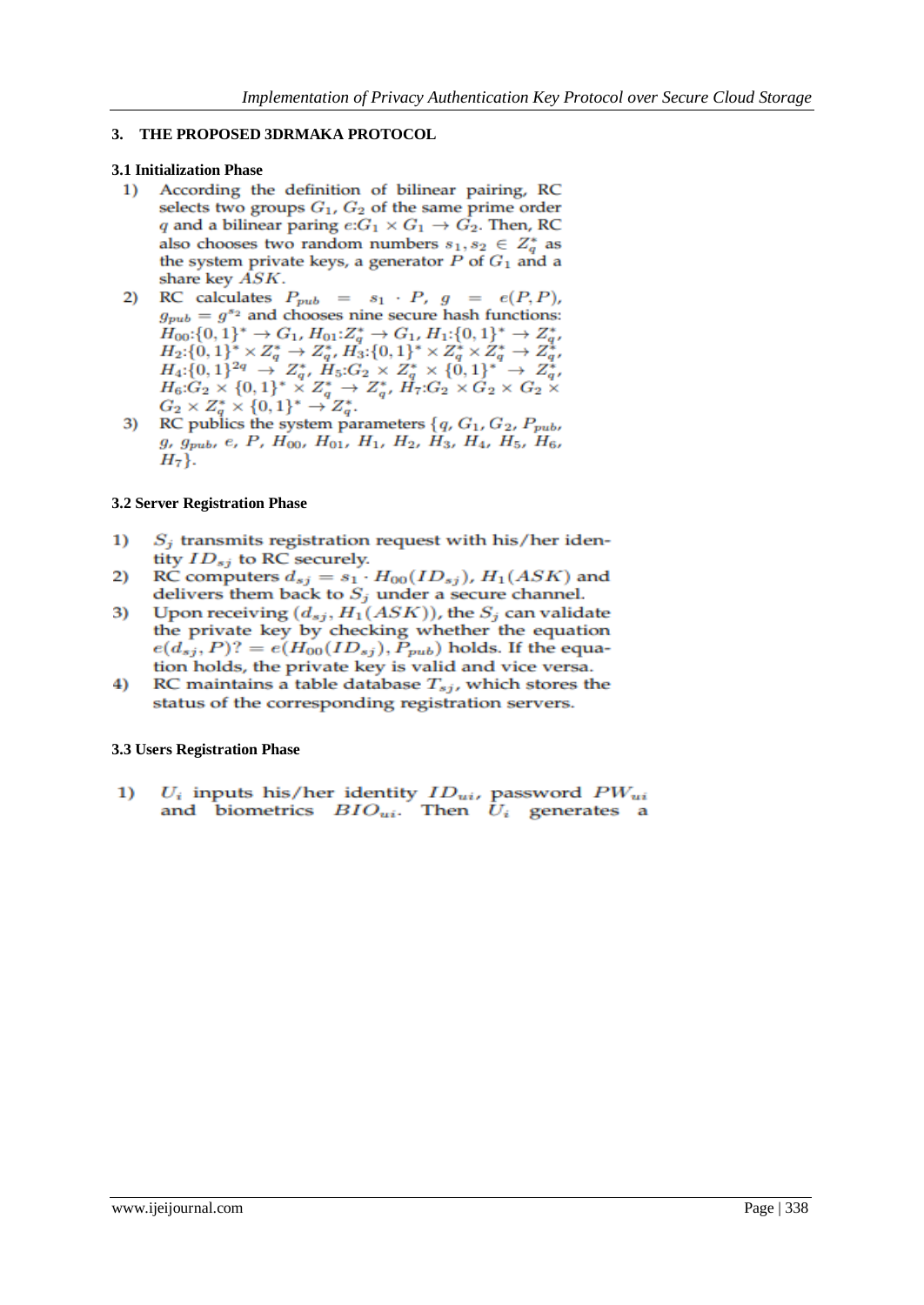## 3. THE PROPOSED 3DRMAKA PROTOCOL

### 3.1 Initialization Phase

1) According the definition of bilinear pairing, RC selects two groups $G_1$, $G_2$ of the same prime order $q$ and a bilinear paring $e$:$G_1 \times G_1 \rightarrow G_2$. Then, RC also chooses two random numbers $s_1, s_2 \in Z_q^*$ as the system private keys, a generator $P$ of $G_1$ and a share key $ASK$.
2) RC calculates $P_{pub} = s_1 \cdot P$, $g = e(P, P)$, $g_{pub} = g^{s_2}$ and chooses nine secure hash functions: $H_{00}$:$\{0,1\}^* \rightarrow G_1$, $H_{01}$:$Z_q^* \rightarrow G_1$, $H_1$:$\{0,1\}^* \rightarrow Z_q^*$, $H_2$:$\{0,1\}^* \times Z_q^* \rightarrow Z_q^*$, $H_3$:$\{0,1\}^* \times Z_q^* \times Z_q^* \rightarrow Z_q^*$, $H_4$:$\{0,1\}^{2q} \rightarrow Z_q^*$, $H_5$:$G_2 \times Z_q^* \times \{0,1\}^* \rightarrow Z_q^*$, $H_6$:$G_2 \times \{0,1\}^* \times Z_q^* \rightarrow Z_q^*$, $H_7$:$G_2 \times G_2 \times G_2 \times G_2 \times Z_q^* \times \{0,1\}^* \rightarrow Z_q^*$.
3) RC publics the system parameters $\{q, G_1, G_2, P_{pub}, g, g_{pub}, e, P, H_{00}, H_{01}, H_1, H_2, H_3, H_4, H_5, H_6, H_7\}$.

### 3.2 Server Registration Phase

1) $S_j$ transmits registration request with his/her identity $ID_{sj}$ to RC securely.
2) RC computers $d_{sj} = s_1 \cdot H_{00}(ID_{sj})$, $H_1(ASK)$ and delivers them back to $S_j$ under a secure channel.
3) Upon receiving $(d_{sj}, H_1(ASK))$, the $S_j$ can validate the private key by checking whether the equation $e(d_{sj}, P)? = e(H_{00}(ID_{sj}), P_{pub})$ holds. If the equation holds, the private key is valid and vice versa.
4) RC maintains a table database $T_{sj}$, which stores the status of the corresponding registration servers.

### 3.3 Users Registration Phase

1) $U_i$ inputs his/her identity $ID_{ui}$, password $PW_{ui}$ and biometrics $BIO_{ui}$. Then $U_i$ generates a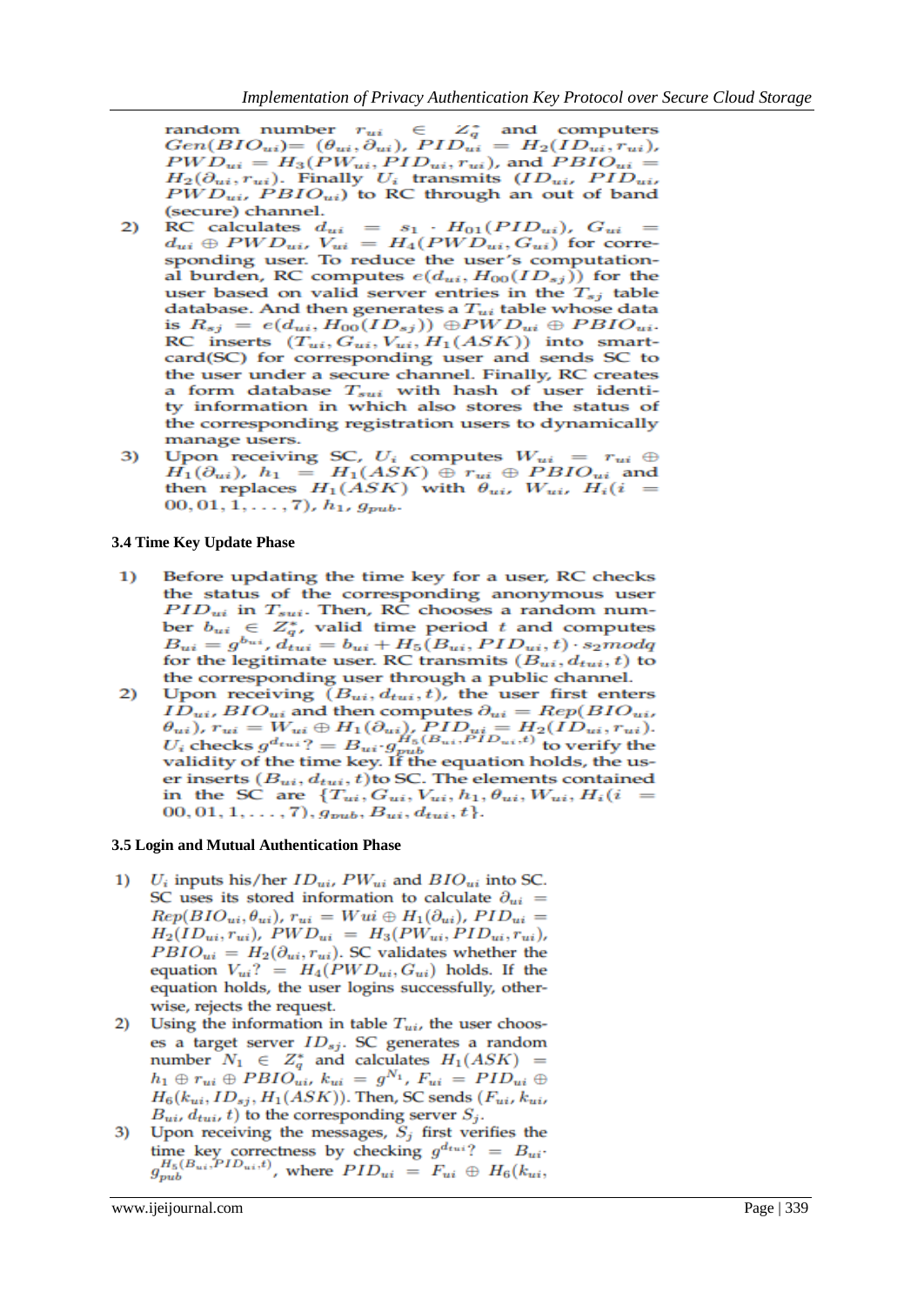random number $r_{ui} \in Z_q^*$ and computers $Gen(BIO_{ui})= (\theta_{ui}, \partial_{ui})$, $PID_{ui} = H_2(ID_{ui}, r_{ui})$, $PWD_{ui} = H_3(PW_{ui}, PID_{ui}, r_{ui})$, and $PBIO_{ui} = H_2(\partial_{ui}, r_{ui})$. Finally $U_i$ transmits $(ID_{ui}, PID_{ui}, PWD_{ui}, PBIO_{ui})$ to RC through an out of band (secure) channel.

2) RC calculates $d_{ui} = s_1 \cdot H_{01}(PID_{ui})$, $G_{ui} = d_{ui} \oplus PWD_{ui}$, $V_{ui} = H_4(PWD_{ui}, G_{ui})$ for corresponding user. To reduce the user's computational burden, RC computes $e(d_{ui}, H_{00}(ID_{sj}))$ for the user based on valid server entries in the $T_{sj}$ table database. And then generates a $T_{ui}$ table whose data is $R_{sj} = e(d_{ui}, H_{00}(ID_{sj})) \oplus PWD_{ui} \oplus PBIO_{ui}$. RC inserts $(T_{ui}, G_{ui}, V_{ui}, H_1(ASK))$ into smartcard(SC) for corresponding user and sends SC to the user under a secure channel. Finally, RC creates a form database $T_{sui}$ with hash of user identity information in which also stores the status of the corresponding registration users to dynamically manage users.

3) Upon receiving SC, $U_i$ computes $W_{ui} = r_{ui} \oplus H_1(\partial_{ui})$, $h_1 = H_1(ASK) \oplus r_{ui} \oplus PBIO_{ui}$ and then replaces $H_1(ASK)$ with $\theta_{ui}$, $W_{ui}$, $H_i(i = 00, 01, 1, \ldots, 7)$, $h_1$, $g_{pub}$.

### 3.4 Time Key Update Phase

1) Before updating the time key for a user, RC checks the status of the corresponding anonymous user $PID_{ui}$ in $T_{sui}$. Then, RC chooses a random number $b_{ui} \in Z_q^*$, valid time period $t$ and computes $B_{ui} = g^{b_{ui}}$, $d_{tui} = b_{ui} + H_5(B_{ui}, PID_{ui}, t) \cdot s_2 mod q$ for the legitimate user. RC transmits $(B_{ui}, d_{tui}, t)$ to the corresponding user through a public channel.

2) Upon receiving $(B_{ui}, d_{tui}, t)$, the user first enters $ID_{ui}$, $BIO_{ui}$ and then computes $\partial_{ui} = Rep(BIO_{ui}, \theta_{ui})$, $r_{ui} = W_{ui} \oplus H_1(\partial_{ui})$, $PID_{ui} = H_2(ID_{ui}, r_{ui})$. $U_i$ checks $g^{d_{tui}} ?= B_{ui} \cdot g_{pub}^{H_5(B_{ui}, PID_{ui}, t)}$ to verify the validity of the time key. If the equation holds, the user inserts $(B_{ui}, d_{tui}, t)$ to SC. The elements contained in the SC are $\{T_{ui}, G_{ui}, V_{ui}, h_1, \theta_{ui}, W_{ui}, H_i(i = 00, 01, 1, \ldots, 7), g_{pub}, B_{ui}, d_{tui}, t\}$.

### 3.5 Login and Mutual Authentication Phase

1) $U_i$ inputs his/her $ID_{ui}$, $PW_{ui}$ and $BIO_{ui}$ into SC. SC uses its stored information to calculate $\partial_{ui} = Rep(BIO_{ui}, \theta_{ui})$, $r_{ui} = Wui \oplus H_1(\partial_{ui})$, $PID_{ui} = H_2(ID_{ui}, r_{ui})$, $PWD_{ui} = H_3(PW_{ui}, PID_{ui}, r_{ui})$, $PBIO_{ui} = H_2(\partial_{ui}, r_{ui})$. SC validates whether the equation $V_{ui} ?= H_4(PWD_{ui}, G_{ui})$ holds. If the equation holds, the user logins successfully, otherwise, rejects the request.

2) Using the information in table $T_{ui}$, the user chooses a target server $ID_{sj}$. SC generates a random number $N_1 \in Z_q^*$ and calculates $H_1(ASK) = h_1 \oplus r_{ui} \oplus PBIO_{ui}$, $k_{ui} = g^{N_1}$, $F_{ui} = PID_{ui} \oplus H_6(k_{ui}, ID_{sj}, H_1(ASK))$. Then, SC sends $(F_{ui}, k_{ui}, B_{ui}, d_{tui}, t)$ to the corresponding server $S_j$.

3) Upon receiving the messages, $S_j$ first verifies the time key correctness by checking $g^{d_{tui}} ?= B_{ui} \cdot g_{pub}^{H_5(B_{ui}, PID_{ui}, t)}$, where $PID_{ui} = F_{ui} \oplus H_6(k_{ui},$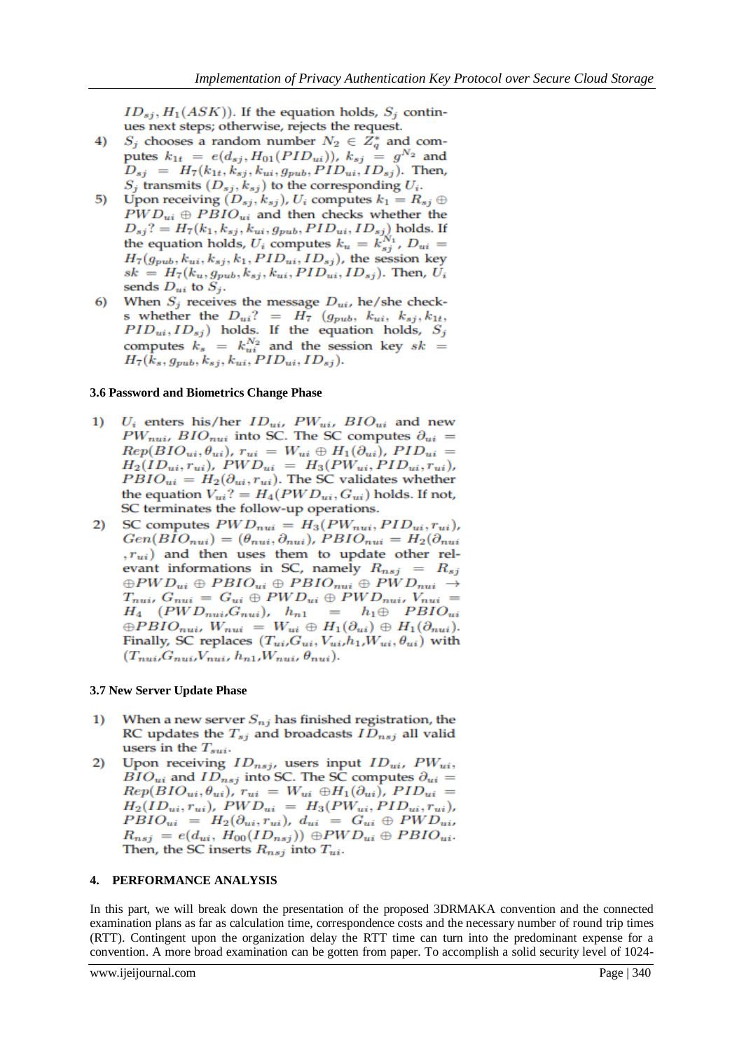$ID_{sj}, H_1(ASK))$. If the equation holds, $S_j$ continues next steps; otherwise, rejects the request.

4) $S_j$ chooses a random number $N_2 \in Z_q^*$ and computes $k_{1t} = e(d_{sj}, H_{01}(PID_{ui}))$, $k_{sj} = g^{N_2}$ and $D_{sj} = H_7(k_{1t}, k_{sj}, k_{ui}, g_{pub}, PID_{ui}, ID_{sj})$. Then, $S_j$ transmits $(D_{sj}, k_{sj})$ to the corresponding $U_i$.
5) Upon receiving $(D_{sj}, k_{sj})$, $U_i$ computes $k_1 = R_{sj} \oplus PWD_{ui} \oplus PBIO_{ui}$ and then checks whether the $D_{sj} ?= H_7(k_1, k_{sj}, k_{ui}, g_{pub}, PID_{ui}, ID_{sj})$ holds. If the equation holds, $U_i$ computes $k_u = k_{sj}^{N_1}$, $D_{ui} = H_7(g_{pub}, k_{ui}, k_{sj}, k_1, PID_{ui}, ID_{sj})$, the session key $sk = H_7(k_u, g_{pub}, k_{sj}, k_{ui}, PID_{ui}, ID_{sj})$. Then, $U_i$ sends $D_{ui}$ to $S_j$.
6) When $S_j$ receives the message $D_{ui}$, he/she checks whether the $D_{ui} ? = H_7 \ (g_{pub}, \ k_{ui}, \ k_{sj}, k_{1t}, PID_{ui}, ID_{sj})$ holds. If the equation holds, $S_j$ computes $k_s = k_{ui}^{N_2}$ and the session key $sk = H_7(k_s, g_{pub}, k_{sj}, k_{ui}, PID_{ui}, ID_{sj})$.

### 3.6 Password and Biometrics Change Phase

1) $U_i$ enters his/her $ID_{ui}$, $PW_{ui}$, $BIO_{ui}$ and new $PW_{nui}$, $BIO_{nui}$ into SC. The SC computes $\partial_{ui} = Rep(BIO_{ui}, \theta_{ui})$, $r_{ui} = W_{ui} \oplus H_1(\partial_{ui})$, $PID_{ui} = H_2(ID_{ui}, r_{ui})$, $PWD_{ui} = H_3(PW_{ui}, PID_{ui}, r_{ui})$, $PBIO_{ui} = H_2(\partial_{ui}, r_{ui})$. The SC validates whether the equation $V_{ui} ?= H_4(PWD_{ui}, G_{ui})$ holds. If not, SC terminates the follow-up operations.
2) SC computes $PWD_{nui} = H_3(PW_{nui}, PID_{ui}, r_{ui})$, $Gen(BIO_{nui}) = (\theta_{nui}, \partial_{nui})$, $PBIO_{nui} = H_2(\partial_{nui}, r_{ui})$ and then uses them to update other relevant informations in SC, namely $R_{nsj} = R_{sj} \oplus PWD_{ui} \oplus PBIO_{ui} \oplus PBIO_{nui} \oplus PWD_{nui} \rightarrow T_{nui}$, $G_{nui} = G_{ui} \oplus PWD_{ui} \oplus PWD_{nui}$, $V_{nui} = H_4 \ (PWD_{nui}, G_{nui})$, $h_{n1} = h_1 \oplus PBIO_{ui} \oplus PBIO_{nui}$, $W_{nui} = W_{ui} \oplus H_1(\partial_{ui}) \oplus H_1(\partial_{nui})$. Finally, SC replaces $(T_{ui}, G_{ui}, V_{ui}, h_1, W_{ui}, \theta_{ui})$ with $(T_{nui}, G_{nui}, V_{nui}, h_{n1}, W_{nui}, \theta_{nui})$.

### 3.7 New Server Update Phase

1) When a new server $S_{nj}$ has finished registration, the RC updates the $T_{sj}$ and broadcasts $ID_{nsj}$ all valid users in the $T_{sui}$.
2) Upon receiving $ID_{nsj}$, users input $ID_{ui}$, $PW_{ui}$, $BIO_{ui}$ and $ID_{nsj}$ into SC. The SC computes $\partial_{ui} = Rep(BIO_{ui}, \theta_{ui})$, $r_{ui} = W_{ui} \oplus H_1(\partial_{ui})$, $PID_{ui} = H_2(ID_{ui}, r_{ui})$, $PWD_{ui} = H_3(PW_{ui}, PID_{ui}, r_{ui})$, $PBIO_{ui} = H_2(\partial_{ui}, r_{ui})$, $d_{ui} = G_{ui} \oplus PWD_{ui}$, $R_{nsj} = e(d_{ui}, H_{00}(ID_{nsj})) \oplus PWD_{ui} \oplus PBIO_{ui}$. Then, the SC inserts $R_{nsj}$ into $T_{ui}$.

## 4. PERFORMANCE ANALYSIS

In this part, we will break down the presentation of the proposed 3DRMAKA convention and the connected examination plans as far as calculation time, correspondence costs and the necessary number of round trip times (RTT). Contingent upon the organization delay the RTT time can turn into the predominant expense for a convention. A more broad examination can be gotten from paper. To accomplish a solid security level of 1024-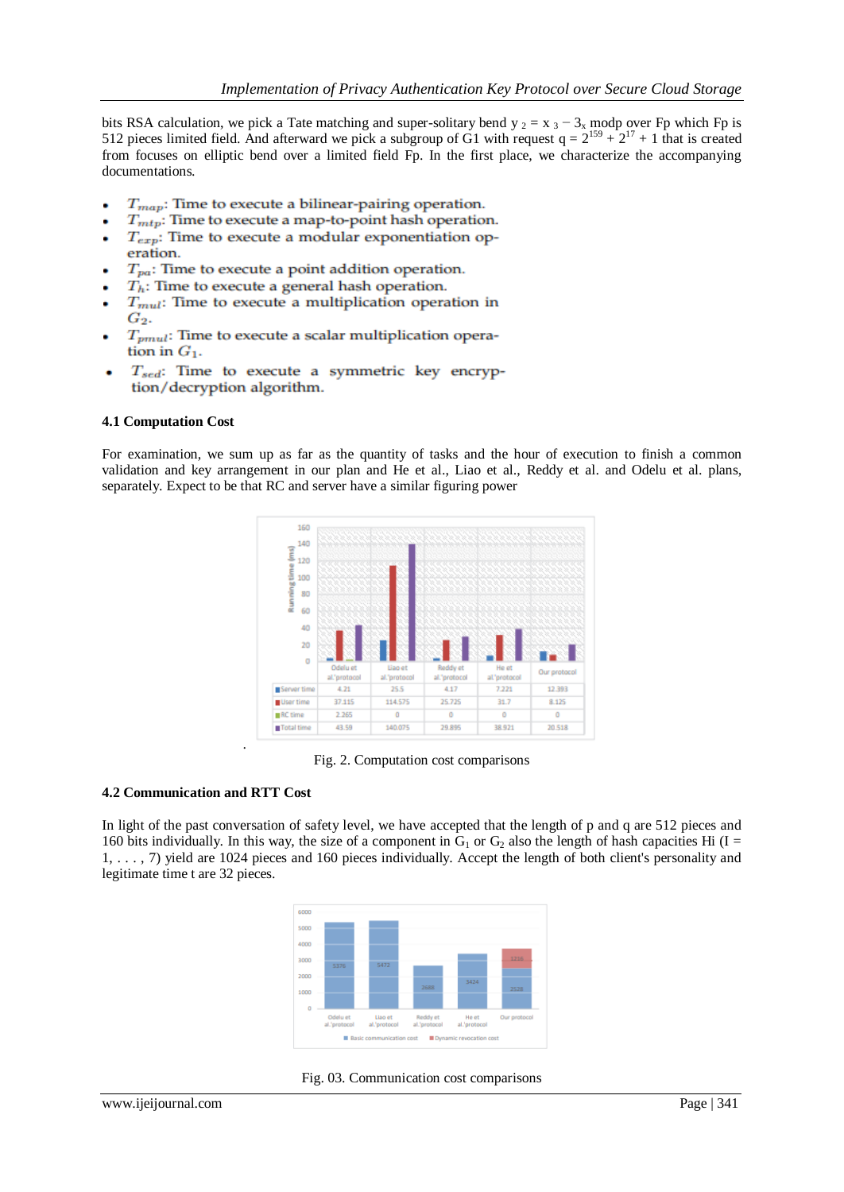bits RSA calculation, we pick a Tate matching and super-solitary bend $y_2 = x_3 - 3_x$ modp over Fp which Fp is 512 pieces limited field. And afterward we pick a subgroup of G1 with request $q = 2^{159} + 2^{17} + 1$ that is created from focuses on elliptic bend over a limited field Fp. In the first place, we characterize the accompanying documentations.

- $T_{map}$: Time to execute a bilinear-pairing operation.
- $T_{mtp}$: Time to execute a map-to-point hash operation.
- $T_{exp}$: Time to execute a modular exponentiation operation.
- $T_{pa}$: Time to execute a point addition operation.
- $T_h$: Time to execute a general hash operation.
- $T_{mul}$: Time to execute a multiplication operation in $G_2$.
- $T_{pmul}$: Time to execute a scalar multiplication operation in $G_1$.
- $T_{sed}$: Time to execute a symmetric key encryption/decryption algorithm.

**4.1 Computation Cost**

For examination, we sum up as far as the quantity of tasks and the hour of execution to finish a common validation and key arrangement in our plan and He et al., Liao et al., Reddy et al. and Odelu et al. plans, separately. Expect to be that RC and server have a similar figuring power

| | Odelu et al.'protocol | Liao et al.'protocol | Reddy et al.'protocol | He et al.'protocol | Our protocol |
|---|---|---|---|---|---|
| Server time | 4.21 | 25.5 | 4.17 | 7.221 | 12.393 |
| User time | 37.115 | 114.575 | 25.725 | 31.7 | 8.125 |
| RC time | 2.265 | 0 | 0 | 0 | 0 |
| Total time | 43.59 | 140.075 | 29.895 | 38.921 | 20.518 |

Fig. 2. Computation cost comparisons

**4.2 Communication and RTT Cost**

In light of the past conversation of safety level, we have accepted that the length of p and q are 512 pieces and 160 bits individually. In this way, the size of a component in $G_1$ or $G_2$ also the length of hash capacities Hi (I = 1, . . . , 7) yield are 1024 pieces and 160 pieces individually. Accept the length of both client's personality and legitimate time t are 32 pieces.

| | Odelu et al.'protocol | Liao et al.'protocol | Reddy et al.'protocol | He et al.'protocol | Our protocol |
|---|---|---|---|---|---|
| Basic communication cost | 5376 | 5472 | 2688 | 3424 | 2528 |
| Dynamic revocation cost | | | | | 1216 |

Fig. 03. Communication cost comparisons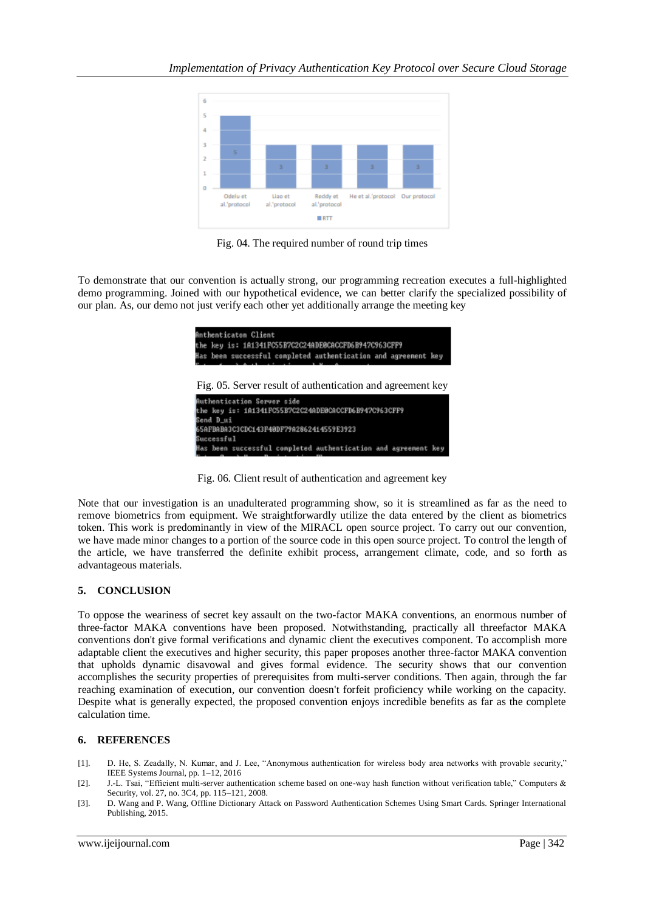Fig. 04. The required number of round trip times

To demonstrate that our convention is actually strong, our programming recreation executes a full-highlighted demo programming. Joined with our hypothetical evidence, we can better clarify the specialized possibility of our plan. As, our demo not just verify each other yet additionally arrange the meeting key

```
Anthenticaton Client
the key is: 1A1341FC55B7C2C24ADE0CACCFD6B947C963CFF9
Has been successful completed authentication and agreement key
```

Fig. 05. Server result of authentication and agreement key

```
Authentication Server side
the key is: 1A1341FC55B7C2C24ADE0CACCFD6B947C963CFF9
Send D_ui
65AFBABA3C3CDC143F40DF79A2862414559E3923
Successful
Has been successful completed authentication and agreement key
```

Fig. 06. Client result of authentication and agreement key

Note that our investigation is an unadulterated programming show, so it is streamlined as far as the need to remove biometrics from equipment. We straightforwardly utilize the data entered by the client as biometrics token. This work is predominantly in view of the MIRACL open source project. To carry out our convention, we have made minor changes to a portion of the source code in this open source project. To control the length of the article, we have transferred the definite exhibit process, arrangement climate, code, and so forth as advantageous materials.

## 5. CONCLUSION

To oppose the weariness of secret key assault on the two-factor MAKA conventions, an enormous number of three-factor MAKA conventions have been proposed. Notwithstanding, practically all threefactor MAKA conventions don't give formal verifications and dynamic client the executives component. To accomplish more adaptable client the executives and higher security, this paper proposes another three-factor MAKA convention that upholds dynamic disavowal and gives formal evidence. The security shows that our convention accomplishes the security properties of prerequisites from multi-server conditions. Then again, through the far reaching examination of execution, our convention doesn't forfeit proficiency while working on the capacity. Despite what is generally expected, the proposed convention enjoys incredible benefits as far as the complete calculation time.

## 6. REFERENCES

[1]. D. He, S. Zeadally, N. Kumar, and J. Lee, "Anonymous authentication for wireless body area networks with provable security," IEEE Systems Journal, pp. 1–12, 2016

[2]. J.-L. Tsai, "Efficient multi-server authentication scheme based on one-way hash function without verification table," Computers & Security, vol. 27, no. 3C4, pp. 115–121, 2008.

[3]. D. Wang and P. Wang, Offline Dictionary Attack on Password Authentication Schemes Using Smart Cards. Springer International Publishing, 2015.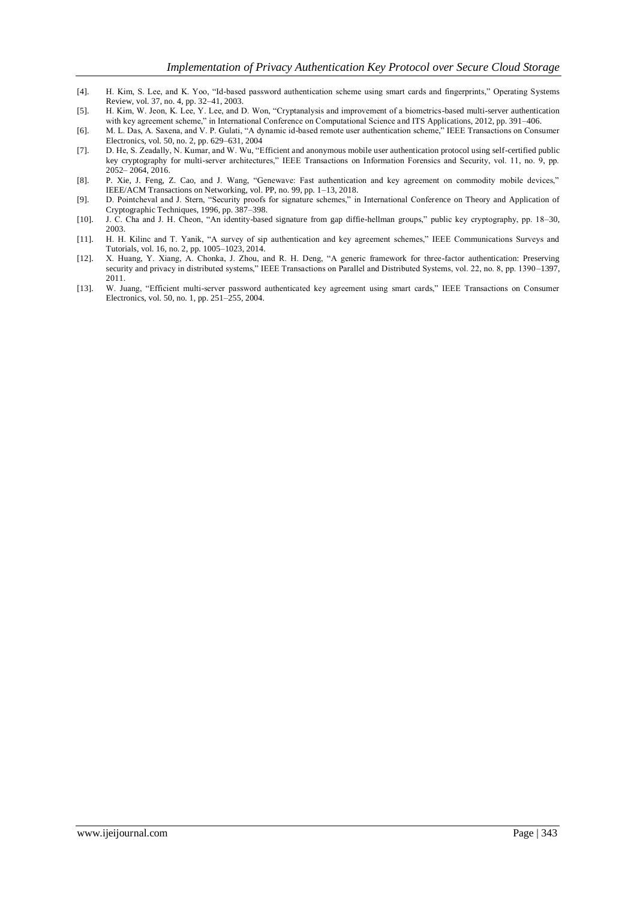[4]. H. Kim, S. Lee, and K. Yoo, "Id-based password authentication scheme using smart cards and fingerprints," Operating Systems Review, vol. 37, no. 4, pp. 32–41, 2003.

[5]. H. Kim, W. Jeon, K. Lee, Y. Lee, and D. Won, "Cryptanalysis and improvement of a biometrics-based multi-server authentication with key agreement scheme," in International Conference on Computational Science and ITS Applications, 2012, pp. 391–406.

[6]. M. L. Das, A. Saxena, and V. P. Gulati, "A dynamic id-based remote user authentication scheme," IEEE Transactions on Consumer Electronics, vol. 50, no. 2, pp. 629–631, 2004

[7]. D. He, S. Zeadally, N. Kumar, and W. Wu, "Efficient and anonymous mobile user authentication protocol using self-certified public key cryptography for multi-server architectures," IEEE Transactions on Information Forensics and Security, vol. 11, no. 9, pp. 2052– 2064, 2016.

[8]. P. Xie, J. Feng, Z. Cao, and J. Wang, "Genewave: Fast authentication and key agreement on commodity mobile devices," IEEE/ACM Transactions on Networking, vol. PP, no. 99, pp. 1–13, 2018.

[9]. D. Pointcheval and J. Stern, "Security proofs for signature schemes," in International Conference on Theory and Application of Cryptographic Techniques, 1996, pp. 387–398.

[10]. J. C. Cha and J. H. Cheon, "An identity-based signature from gap diffie-hellman groups," public key cryptography, pp. 18–30, 2003.

[11]. H. H. Kilinc and T. Yanik, "A survey of sip authentication and key agreement schemes," IEEE Communications Surveys and Tutorials, vol. 16, no. 2, pp. 1005–1023, 2014.

[12]. X. Huang, Y. Xiang, A. Chonka, J. Zhou, and R. H. Deng, "A generic framework for three-factor authentication: Preserving security and privacy in distributed systems," IEEE Transactions on Parallel and Distributed Systems, vol. 22, no. 8, pp. 1390–1397, 2011.

[13]. W. Juang, "Efficient multi-server password authenticated key agreement using smart cards," IEEE Transactions on Consumer Electronics, vol. 50, no. 1, pp. 251–255, 2004.